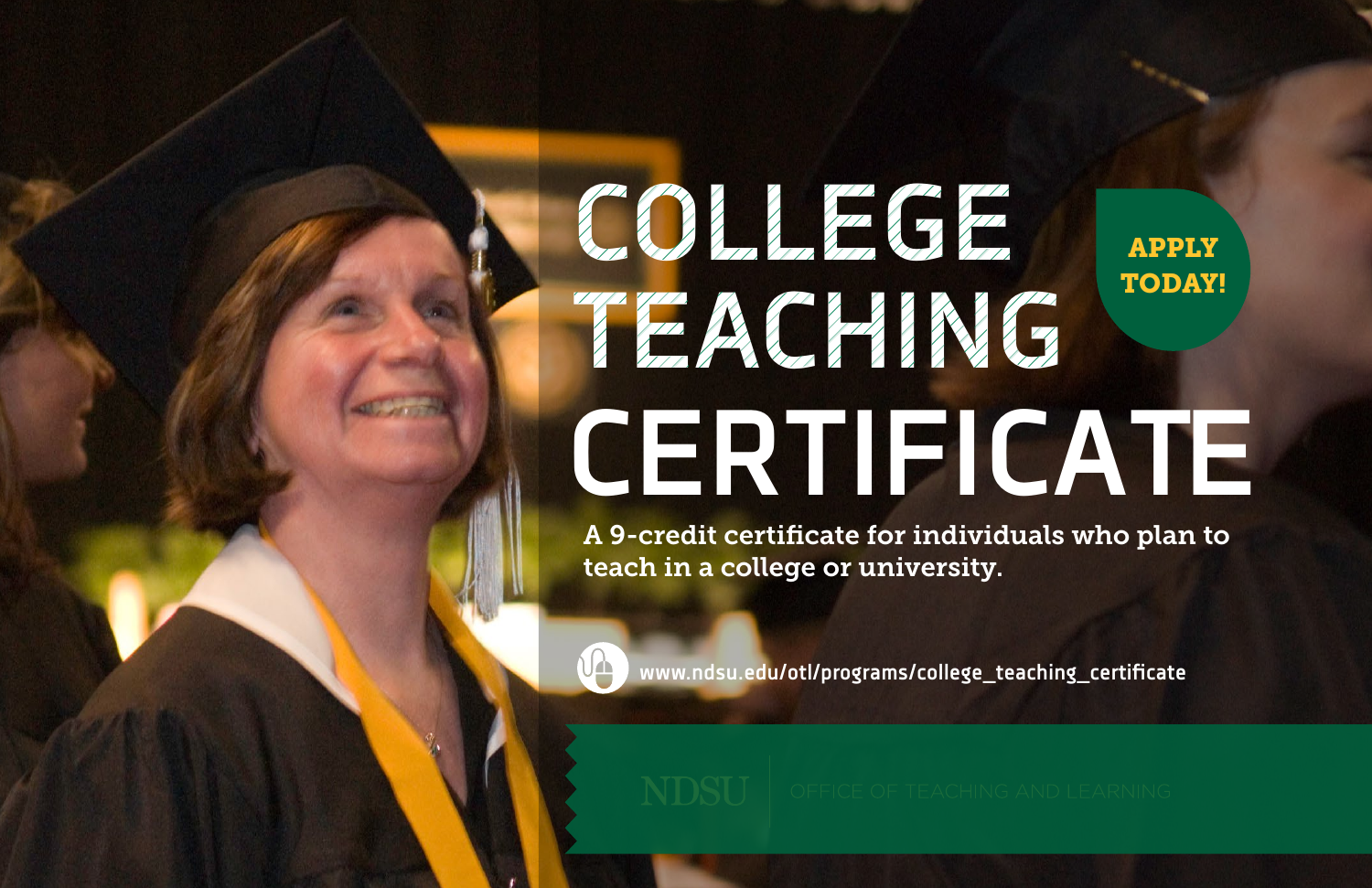# COLLEGE TEACHING CERTIFICATE

**APPLY TODAY!**

**A 9-credit certificate for individuals who plan to teach in a college or university.**

www.ndsu.edu/otl/programs/college_teaching_certificate

NDSU | OFFICE OF TEACHING AND LEARNING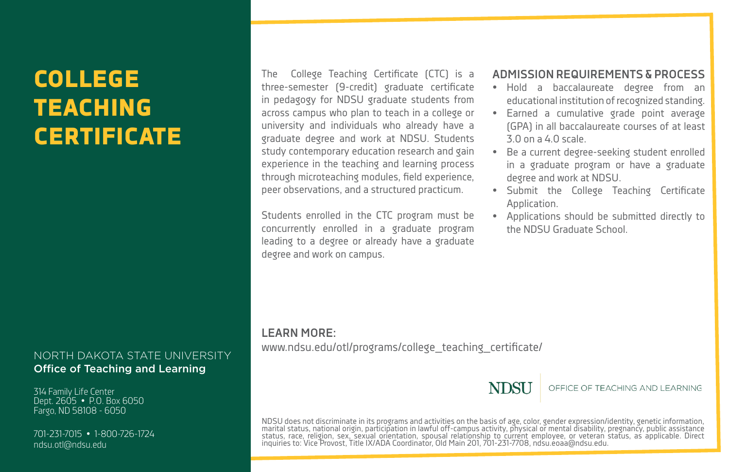# COLLEGE TEACHING CERTIFICATE

NORTH DAKOTA STATE UNIVERSITY
**Office of Teaching and Learning**

314 Family Life Center
Dept. 2605 • P.O. Box 6050
Fargo, ND 58108 - 6050

701-231-7015 • 1-800-726-1724
ndsu.otl@ndsu.edu

The College Teaching Certificate (CTC) is a three-semester (9-credit) graduate certificate in pedagogy for NDSU graduate students from across campus who plan to teach in a college or university and individuals who already have a graduate degree and work at NDSU. Students study contemporary education research and gain experience in the teaching and learning process through microteaching modules, field experience, peer observations, and a structured practicum.

Students enrolled in the CTC program must be concurrently enrolled in a graduate program leading to a degree or already have a graduate degree and work on campus.

## ADMISSION REQUIREMENTS & PROCESS

- Hold a baccalaureate degree from an educational institution of recognized standing.
- Earned a cumulative grade point average (GPA) in all baccalaureate courses of at least 3.0 on a 4.0 scale.
- Be a current degree-seeking student enrolled in a graduate program or have a graduate degree and work at NDSU.
- Submit the College Teaching Certificate Application.
- Applications should be submitted directly to the NDSU Graduate School.

## LEARN MORE:

www.ndsu.edu/otl/programs/college_teaching_certificate/

NDSU | OFFICE OF TEACHING AND LEARNING

NDSU does not discriminate in its programs and activities on the basis of age, color, gender expression/identity, genetic information, marital status, national origin, participation in lawful off-campus activity, physical or mental disability, pregnancy, public assistance status, race, religion, sex, sexual orientation, spousal relationship to current employee, or veteran status, as applicable. Direct inquiries to: Vice Provost, Title IX/ADA Coordinator, Old Main 201, 701-231-7708, ndsu.eoaa@ndsu.edu.